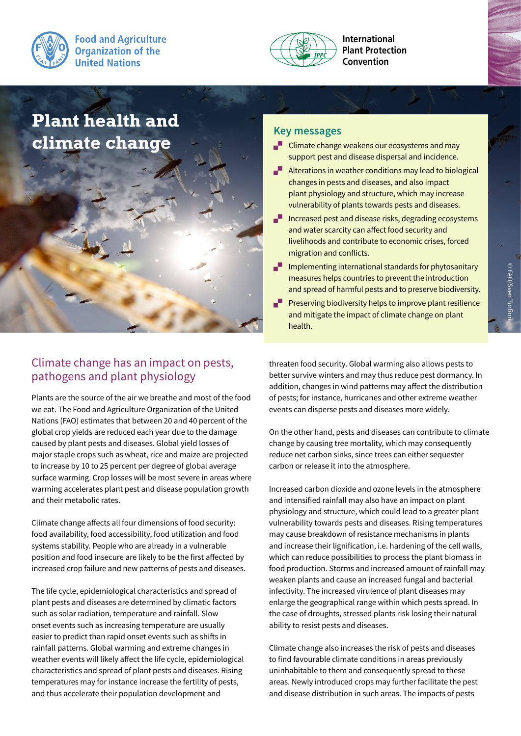Food and Agriculture Organization of the United Nations

International Plant Protection Convention

# Plant health and climate change

## Key messages

- Climate change weakens our ecosystems and may support pest and disease dispersal and incidence.
- Alterations in weather conditions may lead to biological changes in pests and diseases, and also impact plant physiology and structure, which may increase vulnerability of plants towards pests and diseases.
- Increased pest and disease risks, degrading ecosystems and water scarcity can affect food security and livelihoods and contribute to economic crises, forced migration and conflicts.
- Implementing international standards for phytosanitary measures helps countries to prevent the introduction and spread of harmful pests and to preserve biodiversity.
- Preserving biodiversity helps to improve plant resilience and mitigate the impact of climate change on plant health.

© FAO/Sven Torfinn

## Climate change has an impact on pests, pathogens and plant physiology

Plants are the source of the air we breathe and most of the food we eat. The Food and Agriculture Organization of the United Nations (FAO) estimates that between 20 and 40 percent of the global crop yields are reduced each year due to the damage caused by plant pests and diseases. Global yield losses of major staple crops such as wheat, rice and maize are projected to increase by 10 to 25 percent per degree of global average surface warming. Crop losses will be most severe in areas where warming accelerates plant pest and disease population growth and their metabolic rates.

Climate change affects all four dimensions of food security: food availability, food accessibility, food utilization and food systems stability. People who are already in a vulnerable position and food insecure are likely to be the first affected by increased crop failure and new patterns of pests and diseases.

The life cycle, epidemiological characteristics and spread of plant pests and diseases are determined by climatic factors such as solar radiation, temperature and rainfall. Slow onset events such as increasing temperature are usually easier to predict than rapid onset events such as shifts in rainfall patterns. Global warming and extreme changes in weather events will likely affect the life cycle, epidemiological characteristics and spread of plant pests and diseases. Rising temperatures may for instance increase the fertility of pests, and thus accelerate their population development and threaten food security. Global warming also allows pests to better survive winters and may thus reduce pest dormancy. In addition, changes in wind patterns may affect the distribution of pests; for instance, hurricanes and other extreme weather events can disperse pests and diseases more widely.

On the other hand, pests and diseases can contribute to climate change by causing tree mortality, which may consequently reduce net carbon sinks, since trees can either sequester carbon or release it into the atmosphere.

Increased carbon dioxide and ozone levels in the atmosphere and intensified rainfall may also have an impact on plant physiology and structure, which could lead to a greater plant vulnerability towards pests and diseases. Rising temperatures may cause breakdown of resistance mechanisms in plants and increase their lignification, i.e. hardening of the cell walls, which can reduce possibilities to process the plant biomass in food production. Storms and increased amount of rainfall may weaken plants and cause an increased fungal and bacterial infectivity. The increased virulence of plant diseases may enlarge the geographical range within which pests spread. In the case of droughts, stressed plants risk losing their natural ability to resist pests and diseases.

Climate change also increases the risk of pests and diseases to find favourable climate conditions in areas previously uninhabitable to them and consequently spread to these areas. Newly introduced crops may further facilitate the pest and disease distribution in such areas. The impacts of pests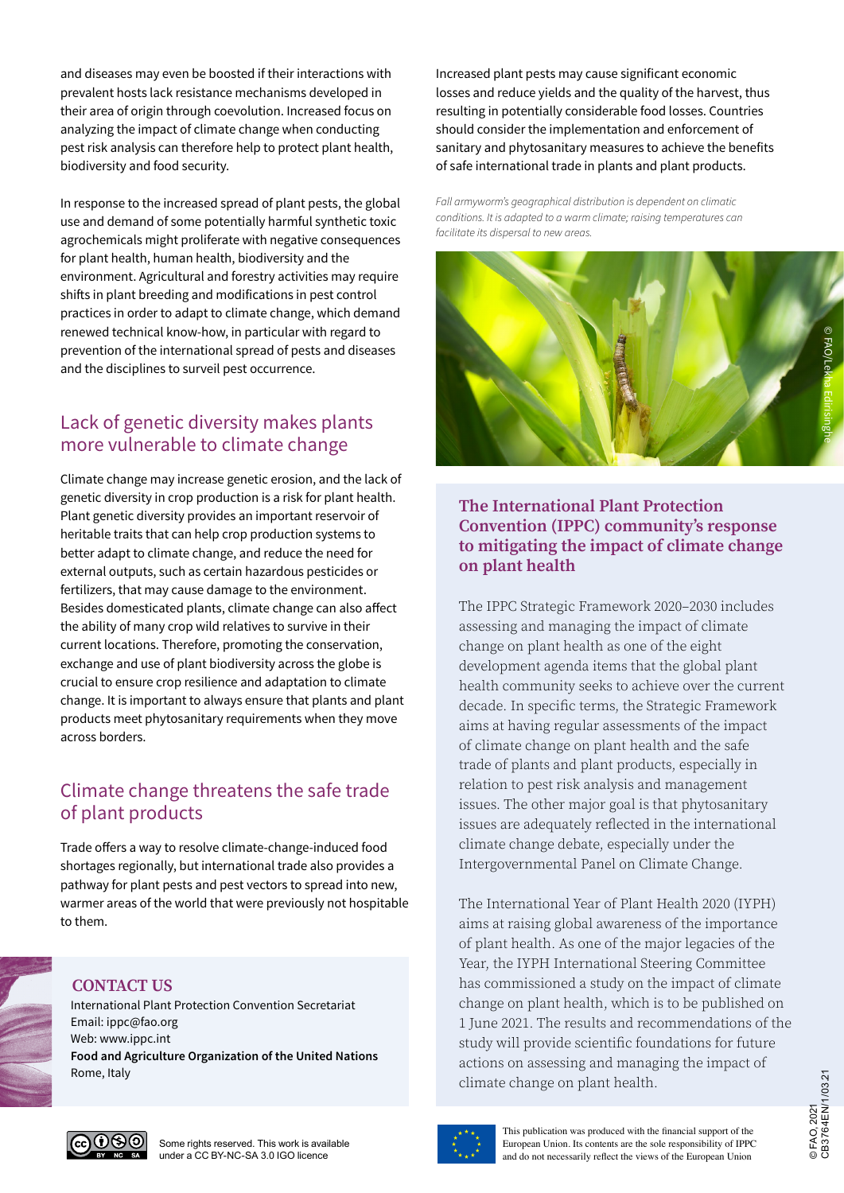and diseases may even be boosted if their interactions with prevalent hosts lack resistance mechanisms developed in their area of origin through coevolution. Increased focus on analyzing the impact of climate change when conducting pest risk analysis can therefore help to protect plant health, biodiversity and food security.

In response to the increased spread of plant pests, the global use and demand of some potentially harmful synthetic toxic agrochemicals might proliferate with negative consequences for plant health, human health, biodiversity and the environment. Agricultural and forestry activities may require shifts in plant breeding and modifications in pest control practices in order to adapt to climate change, which demand renewed technical know-how, in particular with regard to prevention of the international spread of pests and diseases and the disciplines to surveil pest occurrence.

## Lack of genetic diversity makes plants more vulnerable to climate change

Climate change may increase genetic erosion, and the lack of genetic diversity in crop production is a risk for plant health. Plant genetic diversity provides an important reservoir of heritable traits that can help crop production systems to better adapt to climate change, and reduce the need for external outputs, such as certain hazardous pesticides or fertilizers, that may cause damage to the environment. Besides domesticated plants, climate change can also affect the ability of many crop wild relatives to survive in their current locations. Therefore, promoting the conservation, exchange and use of plant biodiversity across the globe is crucial to ensure crop resilience and adaptation to climate change. It is important to always ensure that plants and plant products meet phytosanitary requirements when they move across borders.

## Climate change threatens the safe trade of plant products

Trade offers a way to resolve climate-change-induced food shortages regionally, but international trade also provides a pathway for plant pests and pest vectors to spread into new, warmer areas of the world that were previously not hospitable to them.

Increased plant pests may cause significant economic losses and reduce yields and the quality of the harvest, thus resulting in potentially considerable food losses. Countries should consider the implementation and enforcement of sanitary and phytosanitary measures to achieve the benefits of safe international trade in plants and plant products.

*Fall armyworm's geographical distribution is dependent on climatic conditions. It is adapted to a warm climate; raising temperatures can facilitate its dispersal to new areas.*

© FAO/Lekha Edirisinghe

### The International Plant Protection Convention (IPPC) community's response to mitigating the impact of climate change on plant health

The IPPC Strategic Framework 2020–2030 includes assessing and managing the impact of climate change on plant health as one of the eight development agenda items that the global plant health community seeks to achieve over the current decade. In specific terms, the Strategic Framework aims at having regular assessments of the impact of climate change on plant health and the safe trade of plants and plant products, especially in relation to pest risk analysis and management issues. The other major goal is that phytosanitary issues are adequately reflected in the international climate change debate, especially under the Intergovernmental Panel on Climate Change.

The International Year of Plant Health 2020 (IYPH) aims at raising global awareness of the importance of plant health. As one of the major legacies of the Year, the IYPH International Steering Committee has commissioned a study on the impact of climate change on plant health, which is to be published on 1 June 2021. The results and recommendations of the study will provide scientific foundations for future actions on assessing and managing the impact of climate change on plant health.

### CONTACT US

International Plant Protection Convention Secretariat
Email: ippc@fao.org
Web: www.ippc.int
**Food and Agriculture Organization of the United Nations**
Rome, Italy

Some rights reserved. This work is available under a CC BY-NC-SA 3.0 IGO licence

This publication was produced with the financial support of the European Union. Its contents are the sole responsibility of IPPC and do not necessarily reflect the views of the European Union

© FAO, 2021
CB3764EN/1/03.21